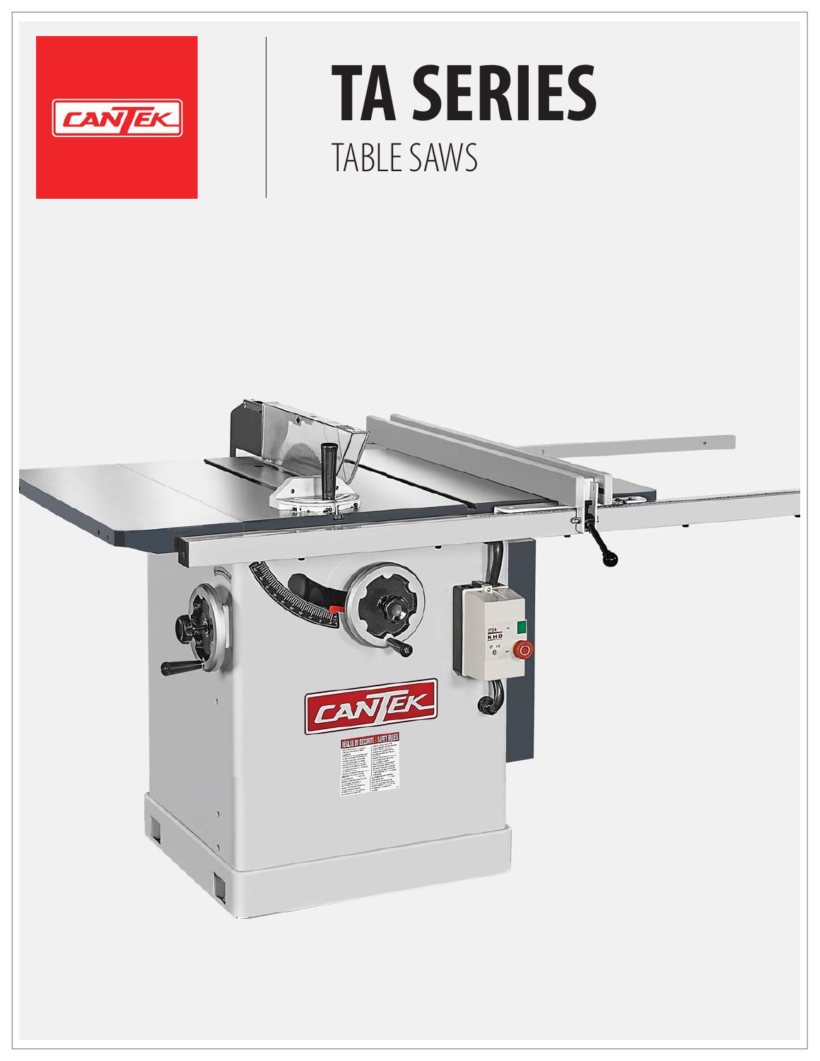# TA SERIES

TABLE SAWS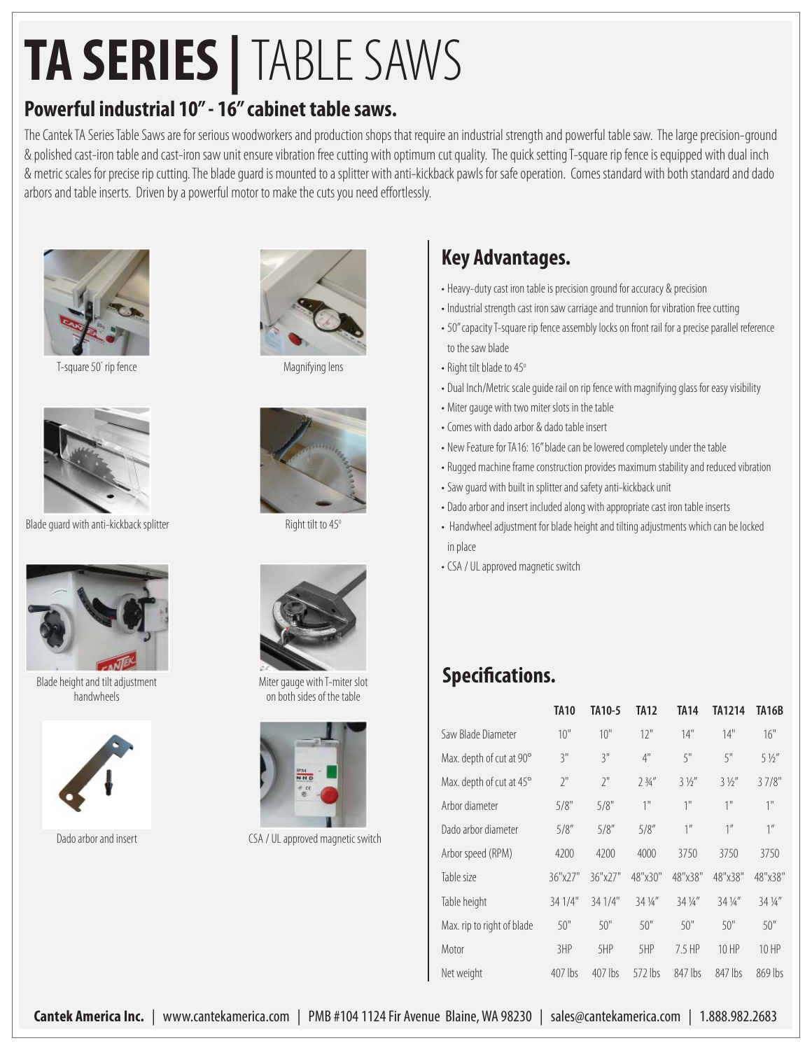# TA SERIES | TABLE SAWS

## Powerful industrial 10" - 16" cabinet table saws.

The Cantek TA Series Table Saws are for serious woodworkers and production shops that require an industrial strength and powerful table saw. The large precision-ground & polished cast-iron table and cast-iron saw unit ensure vibration free cutting with optimum cut quality. The quick setting T-square rip fence is equipped with dual inch & metric scales for precise rip cutting. The blade guard is mounted to a splitter with anti-kickback pawls for safe operation. Comes standard with both standard and dado arbors and table inserts. Driven by a powerful motor to make the cuts you need effortlessly.

T-square 50" rip fence

Magnifying lens

Blade guard with anti-kickback splitter

Right tilt to 45°

Blade height and tilt adjustment handwheels

Miter gauge with T-miter slot on both sides of the table

Dado arbor and insert

CSA / UL approved magnetic switch

## Key Advantages.

- Heavy-duty cast iron table is precision ground for accuracy & precision
- Industrial strength cast iron saw carriage and trunnion for vibration free cutting
- 50" capacity T-square rip fence assembly locks on front rail for a precise parallel reference to the saw blade
- Right tilt blade to 45°
- Dual Inch/Metric scale guide rail on rip fence with magnifying glass for easy visibility
- Miter gauge with two miter slots in the table
- Comes with dado arbor & dado table insert
- New Feature for TA16: 16" blade can be lowered completely under the table
- Rugged machine frame construction provides maximum stability and reduced vibration
- Saw guard with built in splitter and safety anti-kickback unit
- Dado arbor and insert included along with appropriate cast iron table inserts
- Handwheel adjustment for blade height and tilting adjustments which can be locked in place
- CSA / UL approved magnetic switch

## Specifications.

| | TA10 | TA10-5 | TA12 | TA14 | TA1214 | TA16B |
|---|---|---|---|---|---|---|
| Saw Blade Diameter | 10" | 10" | 12" | 14" | 14" | 16" |
| Max. depth of cut at 90° | 3" | 3" | 4" | 5" | 5" | 5 ½" |
| Max. depth of cut at 45° | 2" | 2" | 2 ¾" | 3 ½" | 3 ½" | 3 7/8" |
| Arbor diameter | 5/8" | 5/8" | 1" | 1" | 1" | 1" |
| Dado arbor diameter | 5/8" | 5/8" | 5/8" | 1" | 1" | 1" |
| Arbor speed (RPM) | 4200 | 4200 | 4000 | 3750 | 3750 | 3750 |
| Table size | 36"x27" | 36"x27" | 48"x30" | 48"x38" | 48"x38" | 48"x38" |
| Table height | 34 1/4" | 34 1/4" | 34 ¼" | 34 ¼" | 34 ¼" | 34 ¼" |
| Max. rip to right of blade | 50" | 50" | 50" | 50" | 50" | 50" |
| Motor | 3HP | 5HP | 5HP | 7.5 HP | 10 HP | 10 HP |
| Net weight | 407 lbs | 407 lbs | 572 lbs | 847 lbs | 847 lbs | 869 lbs |

**Cantek America Inc.** | www.cantekamerica.com | PMB #104 1124 Fir Avenue Blaine, WA 98230 | sales@cantekamerica.com | 1.888.982.2683